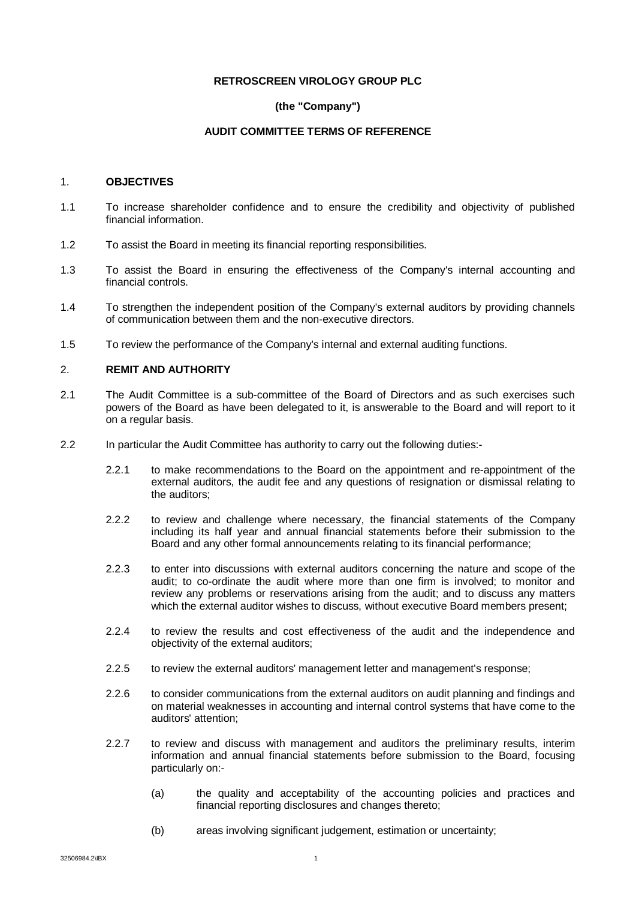**RETROSCREEN VIROLOGY GROUP PLC**

**(the "Company")**

**AUDIT COMMITTEE TERMS OF REFERENCE**

1. **OBJECTIVES**

1.1 To increase shareholder confidence and to ensure the credibility and objectivity of published financial information.

1.2 To assist the Board in meeting its financial reporting responsibilities.

1.3 To assist the Board in ensuring the effectiveness of the Company's internal accounting and financial controls.

1.4 To strengthen the independent position of the Company's external auditors by providing channels of communication between them and the non-executive directors.

1.5 To review the performance of the Company's internal and external auditing functions.

2. **REMIT AND AUTHORITY**

2.1 The Audit Committee is a sub-committee of the Board of Directors and as such exercises such powers of the Board as have been delegated to it, is answerable to the Board and will report to it on a regular basis.

2.2 In particular the Audit Committee has authority to carry out the following duties:-

2.2.1 to make recommendations to the Board on the appointment and re-appointment of the external auditors, the audit fee and any questions of resignation or dismissal relating to the auditors;

2.2.2 to review and challenge where necessary, the financial statements of the Company including its half year and annual financial statements before their submission to the Board and any other formal announcements relating to its financial performance;

2.2.3 to enter into discussions with external auditors concerning the nature and scope of the audit; to co-ordinate the audit where more than one firm is involved; to monitor and review any problems or reservations arising from the audit; and to discuss any matters which the external auditor wishes to discuss, without executive Board members present;

2.2.4 to review the results and cost effectiveness of the audit and the independence and objectivity of the external auditors;

2.2.5 to review the external auditors' management letter and management's response;

2.2.6 to consider communications from the external auditors on audit planning and findings and on material weaknesses in accounting and internal control systems that have come to the auditors' attention;

2.2.7 to review and discuss with management and auditors the preliminary results, interim information and annual financial statements before submission to the Board, focusing particularly on:-

(a) the quality and acceptability of the accounting policies and practices and financial reporting disclosures and changes thereto;

(b) areas involving significant judgement, estimation or uncertainty;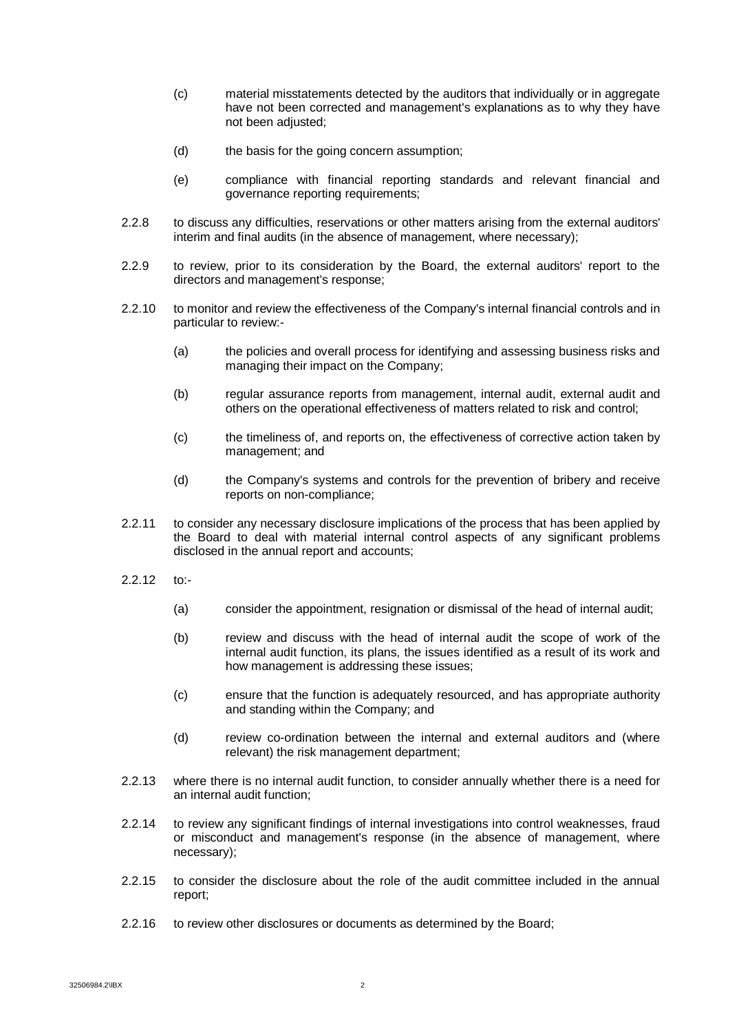(c) material misstatements detected by the auditors that individually or in aggregate have not been corrected and management's explanations as to why they have not been adjusted;

(d) the basis for the going concern assumption;

(e) compliance with financial reporting standards and relevant financial and governance reporting requirements;

2.2.8 to discuss any difficulties, reservations or other matters arising from the external auditors' interim and final audits (in the absence of management, where necessary);

2.2.9 to review, prior to its consideration by the Board, the external auditors' report to the directors and management's response;

2.2.10 to monitor and review the effectiveness of the Company's internal financial controls and in particular to review:-

(a) the policies and overall process for identifying and assessing business risks and managing their impact on the Company;

(b) regular assurance reports from management, internal audit, external audit and others on the operational effectiveness of matters related to risk and control;

(c) the timeliness of, and reports on, the effectiveness of corrective action taken by management; and

(d) the Company's systems and controls for the prevention of bribery and receive reports on non-compliance;

2.2.11 to consider any necessary disclosure implications of the process that has been applied by the Board to deal with material internal control aspects of any significant problems disclosed in the annual report and accounts;

2.2.12 to:-

(a) consider the appointment, resignation or dismissal of the head of internal audit;

(b) review and discuss with the head of internal audit the scope of work of the internal audit function, its plans, the issues identified as a result of its work and how management is addressing these issues;

(c) ensure that the function is adequately resourced, and has appropriate authority and standing within the Company; and

(d) review co-ordination between the internal and external auditors and (where relevant) the risk management department;

2.2.13 where there is no internal audit function, to consider annually whether there is a need for an internal audit function;

2.2.14 to review any significant findings of internal investigations into control weaknesses, fraud or misconduct and management's response (in the absence of management, where necessary);

2.2.15 to consider the disclosure about the role of the audit committee included in the annual report;

2.2.16 to review other disclosures or documents as determined by the Board;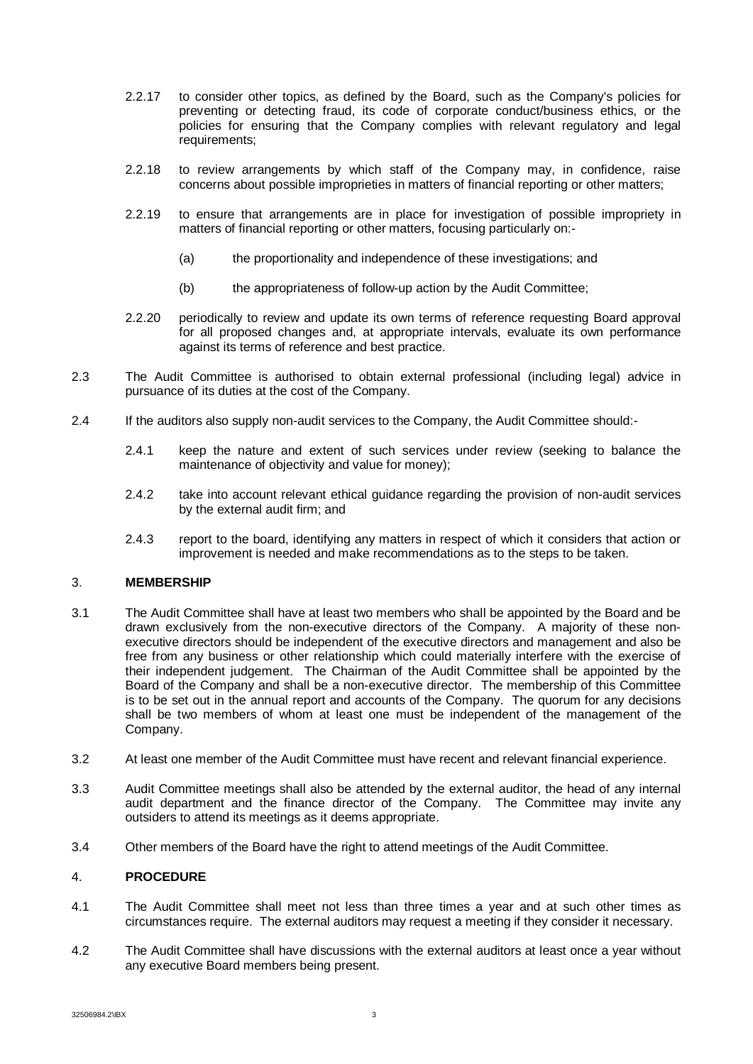2.2.17 to consider other topics, as defined by the Board, such as the Company's policies for preventing or detecting fraud, its code of corporate conduct/business ethics, or the policies for ensuring that the Company complies with relevant regulatory and legal requirements;

2.2.18 to review arrangements by which staff of the Company may, in confidence, raise concerns about possible improprieties in matters of financial reporting or other matters;

2.2.19 to ensure that arrangements are in place for investigation of possible impropriety in matters of financial reporting or other matters, focusing particularly on:-

(a) the proportionality and independence of these investigations; and

(b) the appropriateness of follow-up action by the Audit Committee;

2.2.20 periodically to review and update its own terms of reference requesting Board approval for all proposed changes and, at appropriate intervals, evaluate its own performance against its terms of reference and best practice.

2.3 The Audit Committee is authorised to obtain external professional (including legal) advice in pursuance of its duties at the cost of the Company.

2.4 If the auditors also supply non-audit services to the Company, the Audit Committee should:-

2.4.1 keep the nature and extent of such services under review (seeking to balance the maintenance of objectivity and value for money);

2.4.2 take into account relevant ethical guidance regarding the provision of non-audit services by the external audit firm; and

2.4.3 report to the board, identifying any matters in respect of which it considers that action or improvement is needed and make recommendations as to the steps to be taken.

## 3. **MEMBERSHIP**

3.1 The Audit Committee shall have at least two members who shall be appointed by the Board and be drawn exclusively from the non-executive directors of the Company. A majority of these non-executive directors should be independent of the executive directors and management and also be free from any business or other relationship which could materially interfere with the exercise of their independent judgement. The Chairman of the Audit Committee shall be appointed by the Board of the Company and shall be a non-executive director. The membership of this Committee is to be set out in the annual report and accounts of the Company. The quorum for any decisions shall be two members of whom at least one must be independent of the management of the Company.

3.2 At least one member of the Audit Committee must have recent and relevant financial experience.

3.3 Audit Committee meetings shall also be attended by the external auditor, the head of any internal audit department and the finance director of the Company. The Committee may invite any outsiders to attend its meetings as it deems appropriate.

3.4 Other members of the Board have the right to attend meetings of the Audit Committee.

## 4. **PROCEDURE**

4.1 The Audit Committee shall meet not less than three times a year and at such other times as circumstances require. The external auditors may request a meeting if they consider it necessary.

4.2 The Audit Committee shall have discussions with the external auditors at least once a year without any executive Board members being present.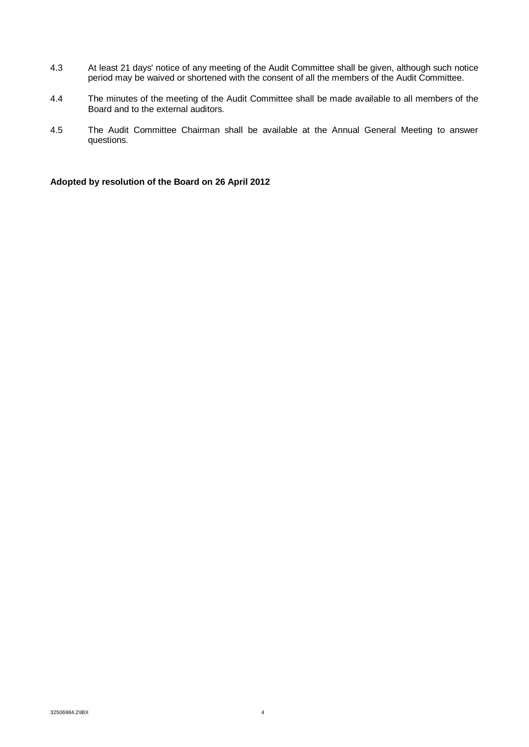4.3 At least 21 days' notice of any meeting of the Audit Committee shall be given, although such notice period may be waived or shortened with the consent of all the members of the Audit Committee.

4.4 The minutes of the meeting of the Audit Committee shall be made available to all members of the Board and to the external auditors.

4.5 The Audit Committee Chairman shall be available at the Annual General Meeting to answer questions.

**Adopted by resolution of the Board on 26 April 2012**